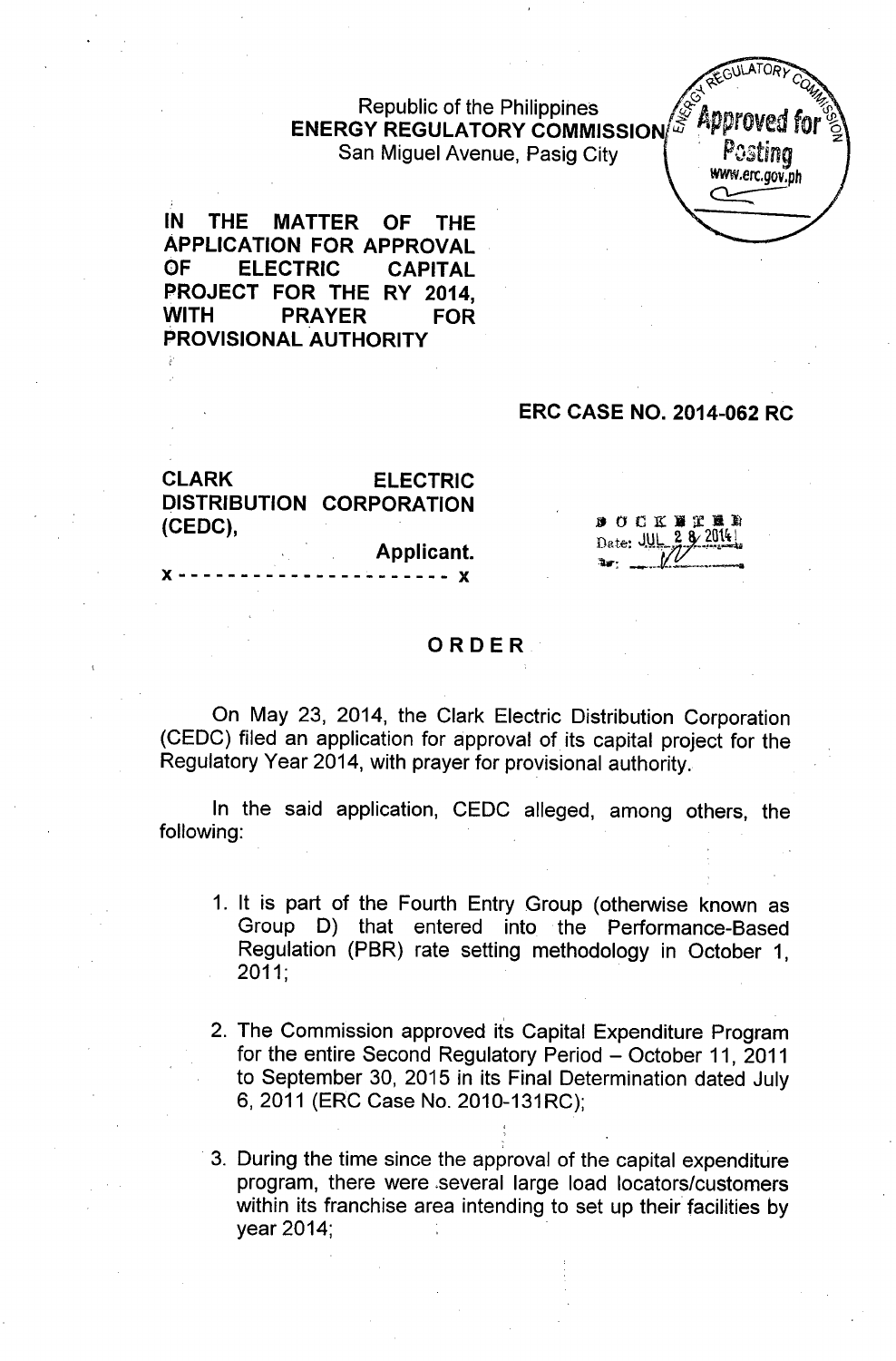Republic of the Philippines
**ENERGY REGULATORY COMMISSION**
San Miguel Avenue, Pasig City

**IN THE MATTER OF THE APPLICATION FOR APPROVAL OF ELECTRIC CAPITAL PROJECT FOR THE RY 2014, WITH PRAYER FOR PROVISIONAL AUTHORITY**

**ERC CASE NO. 2014-062 RC**

**CLARK ELECTRIC DISTRIBUTION CORPORATION (CEDC),**
**Applicant.**
x - - - - - - - - - - - - - - - - - - - - - - x

DOCKETED
Date: JUL 28 2014

## ORDER

On May 23, 2014, the Clark Electric Distribution Corporation (CEDC) filed an application for approval of its capital project for the Regulatory Year 2014, with prayer for provisional authority.

In the said application, CEDC alleged, among others, the following:

1. It is part of the Fourth Entry Group (otherwise known as Group D) that entered into the Performance-Based Regulation (PBR) rate setting methodology in October 1, 2011;

2. The Commission approved its Capital Expenditure Program for the entire Second Regulatory Period – October 11, 2011 to September 30, 2015 in its Final Determination dated July 6, 2011 (ERC Case No. 2010-131RC);

3. During the time since the approval of the capital expenditure program, there were several large load locators/customers within its franchise area intending to set up their facilities by year 2014;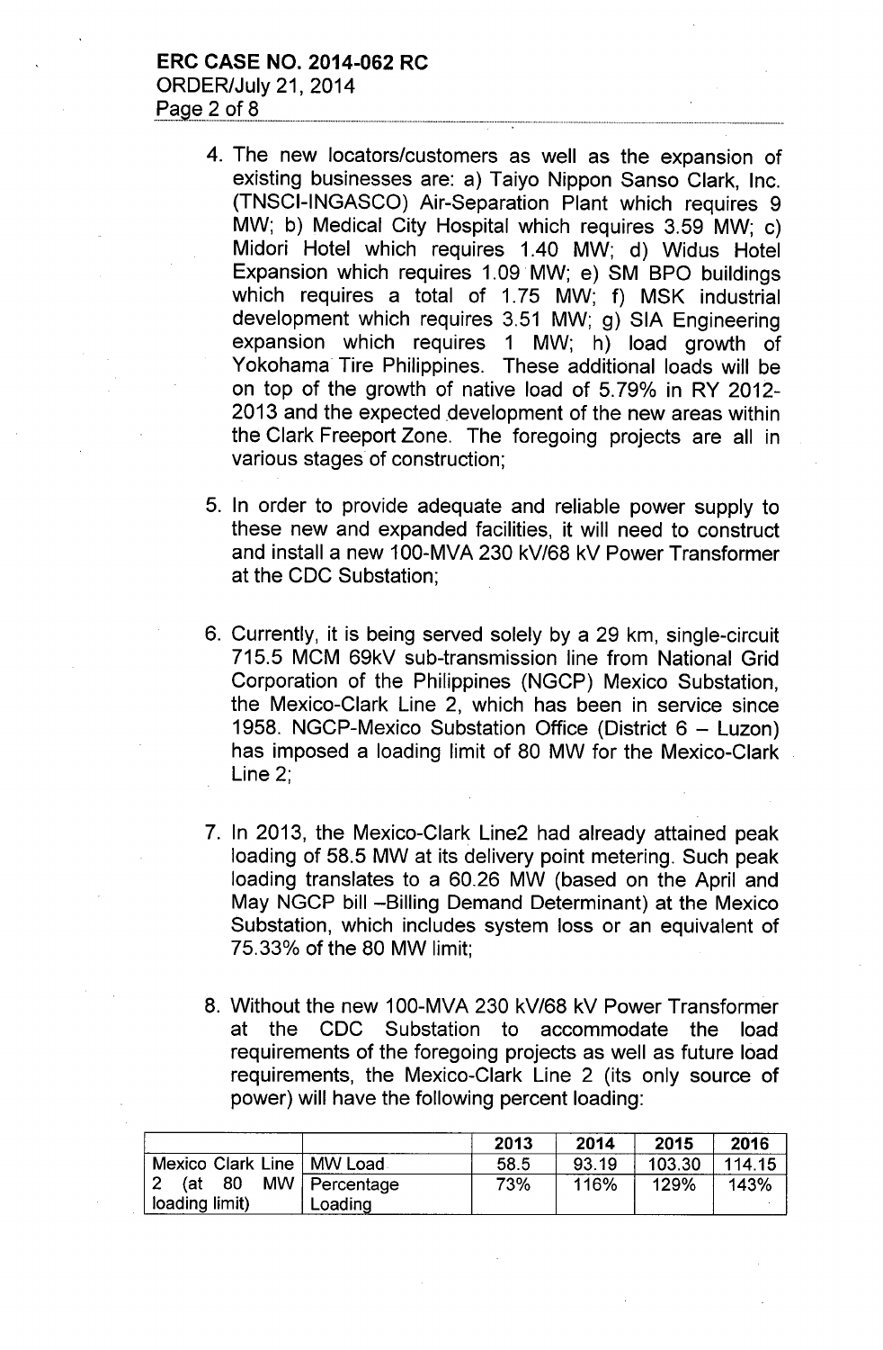4. The new locators/customers as well as the expansion of existing businesses are: a) Taiyo Nippon Sanso Clark, Inc. (TNSCI-INGASCO) Air-Separation Plant which requires 9 MW; b) Medical City Hospital which requires 3.59 MW; c) Midori Hotel which requires 1.40 MW; d) Widus Hotel Expansion which requires 1.09 MW; e) SM BPO buildings which requires a total of 1.75 MW; f) MSK industrial development which requires 3.51 MW; g) SIA Engineering expansion which requires 1 MW; h) load growth of Yokohama Tire Philippines. These additional loads will be on top of the growth of native load of 5.79% in RY 2012-2013 and the expected development of the new areas within the Clark Freeport Zone. The foregoing projects are all in various stages of construction;

5. In order to provide adequate and reliable power supply to these new and expanded facilities, it will need to construct and install a new 100-MVA 230 kV/68 kV Power Transformer at the CDC Substation;

6. Currently, it is being served solely by a 29 km, single-circuit 715.5 MCM 69kV sub-transmission line from National Grid Corporation of the Philippines (NGCP) Mexico Substation, the Mexico-Clark Line 2, which has been in service since 1958. NGCP-Mexico Substation Office (District 6 – Luzon) has imposed a loading limit of 80 MW for the Mexico-Clark Line 2;

7. In 2013, the Mexico-Clark Line2 had already attained peak loading of 58.5 MW at its delivery point metering. Such peak loading translates to a 60.26 MW (based on the April and May NGCP bill –Billing Demand Determinant) at the Mexico Substation, which includes system loss or an equivalent of 75.33% of the 80 MW limit;

8. Without the new 100-MVA 230 kV/68 kV Power Transformer at the CDC Substation to accommodate the load requirements of the foregoing projects as well as future load requirements, the Mexico-Clark Line 2 (its only source of power) will have the following percent loading:

| | | 2013 | 2014 | 2015 | 2016 |
|---|---|---|---|---|---|
| Mexico Clark Line 2 (at 80 MW loading limit) | MW Load | 58.5 | 93.19 | 103.30 | 114.15 |
| | Percentage Loading | 73% | 116% | 129% | 143% |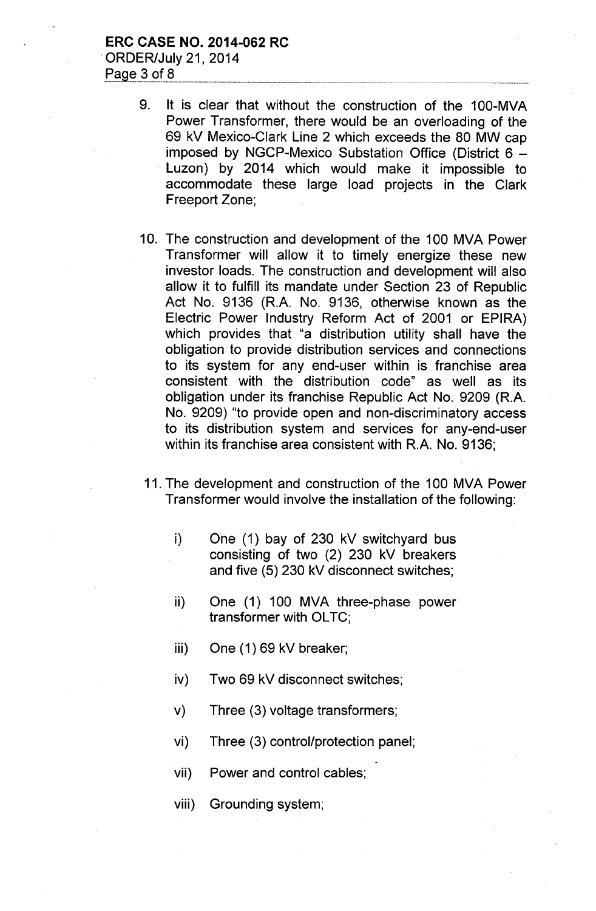9. It is clear that without the construction of the 100-MVA Power Transformer, there would be an overloading of the 69 kV Mexico-Clark Line 2 which exceeds the 80 MW cap imposed by NGCP-Mexico Substation Office (District 6 – Luzon) by 2014 which would make it impossible to accommodate these large load projects in the Clark Freeport Zone;

10. The construction and development of the 100 MVA Power Transformer will allow it to timely energize these new investor loads. The construction and development will also allow it to fulfill its mandate under Section 23 of Republic Act No. 9136 (R.A. No. 9136, otherwise known as the Electric Power Industry Reform Act of 2001 or EPIRA) which provides that "a distribution utility shall have the obligation to provide distribution services and connections to its system for any end-user within is franchise area consistent with the distribution code" as well as its obligation under its franchise Republic Act No. 9209 (R.A. No. 9209) "to provide open and non-discriminatory access to its distribution system and services for any-end-user within its franchise area consistent with R.A. No. 9136;

11. The development and construction of the 100 MVA Power Transformer would involve the installation of the following:

    i) One (1) bay of 230 kV switchyard bus consisting of two (2) 230 kV breakers and five (5) 230 kV disconnect switches;

    ii) One (1) 100 MVA three-phase power transformer with OLTC;

    iii) One (1) 69 kV breaker;

    iv) Two 69 kV disconnect switches;

    v) Three (3) voltage transformers;

    vi) Three (3) control/protection panel;

    vii) Power and control cables;

    viii) Grounding system;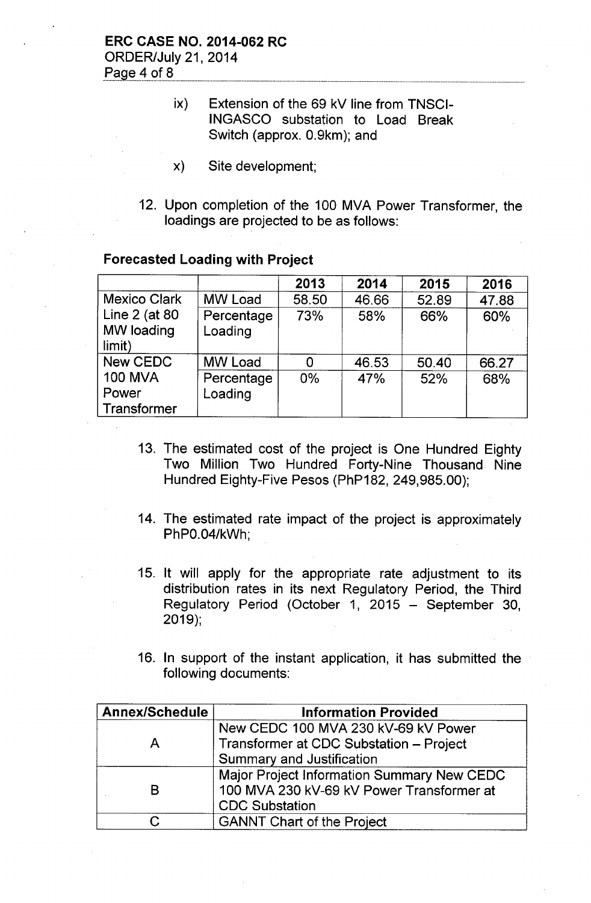ix) Extension of the 69 kV line from TNSCI-INGASCO substation to Load Break Switch (approx. 0.9km); and

x) Site development;

12. Upon completion of the 100 MVA Power Transformer, the loadings are projected to be as follows:

**Forecasted Loading with Project**

| | | 2013 | 2014 | 2015 | 2016 |
|---|---|---|---|---|---|
| Mexico Clark Line 2 (at 80 MW loading limit) | MW Load | 58.50 | 46.66 | 52.89 | 47.88 |
| | Percentage Loading | 73% | 58% | 66% | 60% |
| New CEDC 100 MVA Power Transformer | MW Load | 0 | 46.53 | 50.40 | 66.27 |
| | Percentage Loading | 0% | 47% | 52% | 68% |

13. The estimated cost of the project is One Hundred Eighty Two Million Two Hundred Forty-Nine Thousand Nine Hundred Eighty-Five Pesos (PhP182, 249,985.00);

14. The estimated rate impact of the project is approximately PhP0.04/kWh;

15. It will apply for the appropriate rate adjustment to its distribution rates in its next Regulatory Period, the Third Regulatory Period (October 1, 2015 – September 30, 2019);

16. In support of the instant application, it has submitted the following documents:

| Annex/Schedule | Information Provided |
|---|---|
| A | New CEDC 100 MVA 230 kV-69 kV Power Transformer at CDC Substation – Project Summary and Justification |
| B | Major Project Information Summary New CEDC 100 MVA 230 kV-69 kV Power Transformer at CDC Substation |
| C | GANNT Chart of the Project |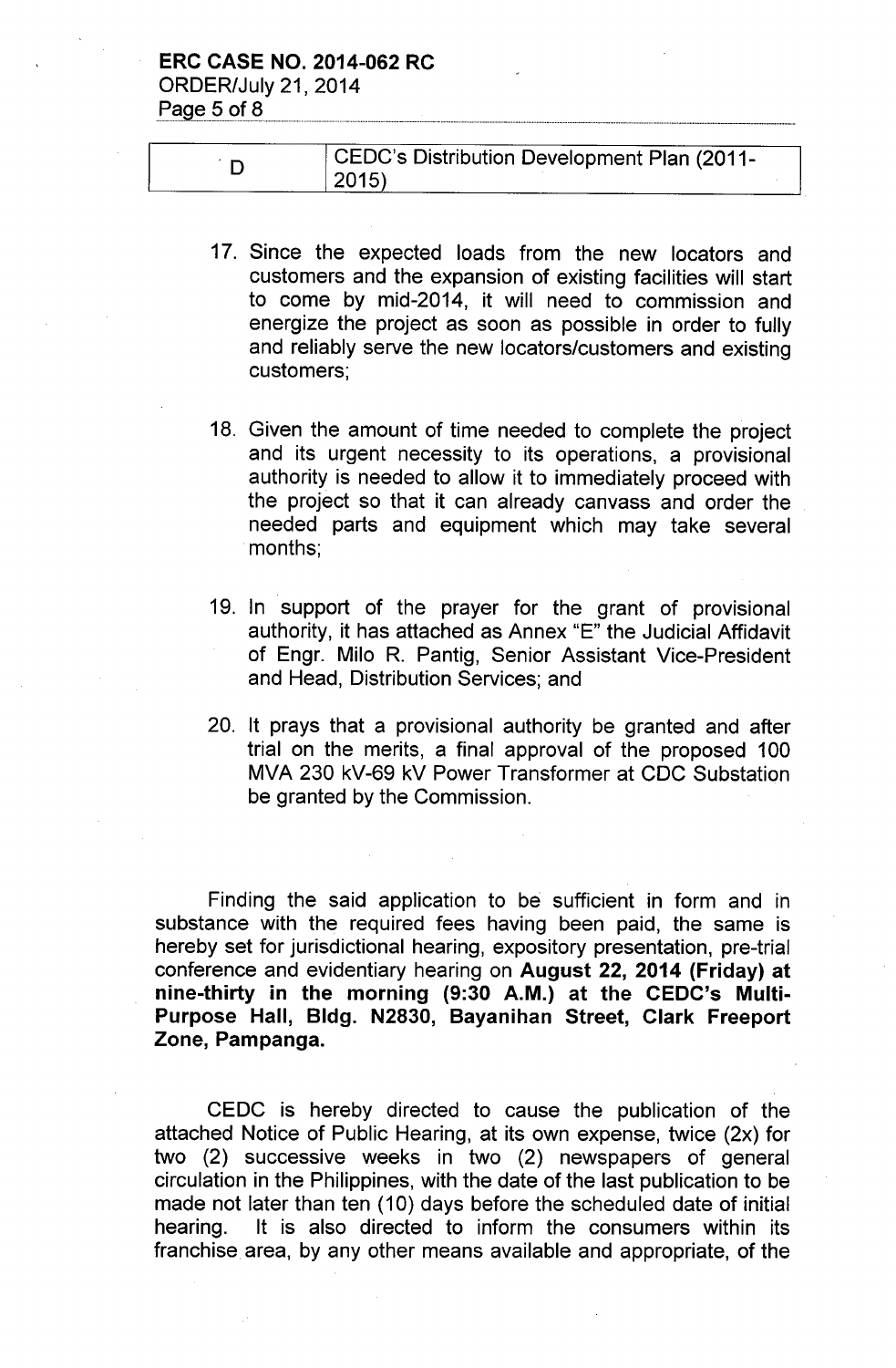| D | CEDC's Distribution Development Plan (2011-2015) |
|---|---|

17. Since the expected loads from the new locators and customers and the expansion of existing facilities will start to come by mid-2014, it will need to commission and energize the project as soon as possible in order to fully and reliably serve the new locators/customers and existing customers;

18. Given the amount of time needed to complete the project and its urgent necessity to its operations, a provisional authority is needed to allow it to immediately proceed with the project so that it can already canvass and order the needed parts and equipment which may take several months;

19. In support of the prayer for the grant of provisional authority, it has attached as Annex "E" the Judicial Affidavit of Engr. Milo R. Pantig, Senior Assistant Vice-President and Head, Distribution Services; and

20. It prays that a provisional authority be granted and after trial on the merits, a final approval of the proposed 100 MVA 230 kV-69 kV Power Transformer at CDC Substation be granted by the Commission.

Finding the said application to be sufficient in form and in substance with the required fees having been paid, the same is hereby set for jurisdictional hearing, expository presentation, pre-trial conference and evidentiary hearing on **August 22, 2014 (Friday) at nine-thirty in the morning (9:30 A.M.) at the CEDC's Multi-Purpose Hall, Bldg. N2830, Bayanihan Street, Clark Freeport Zone, Pampanga.**

CEDC is hereby directed to cause the publication of the attached Notice of Public Hearing, at its own expense, twice (2x) for two (2) successive weeks in two (2) newspapers of general circulation in the Philippines, with the date of the last publication to be made not later than ten (10) days before the scheduled date of initial hearing. It is also directed to inform the consumers within its franchise area, by any other means available and appropriate, of the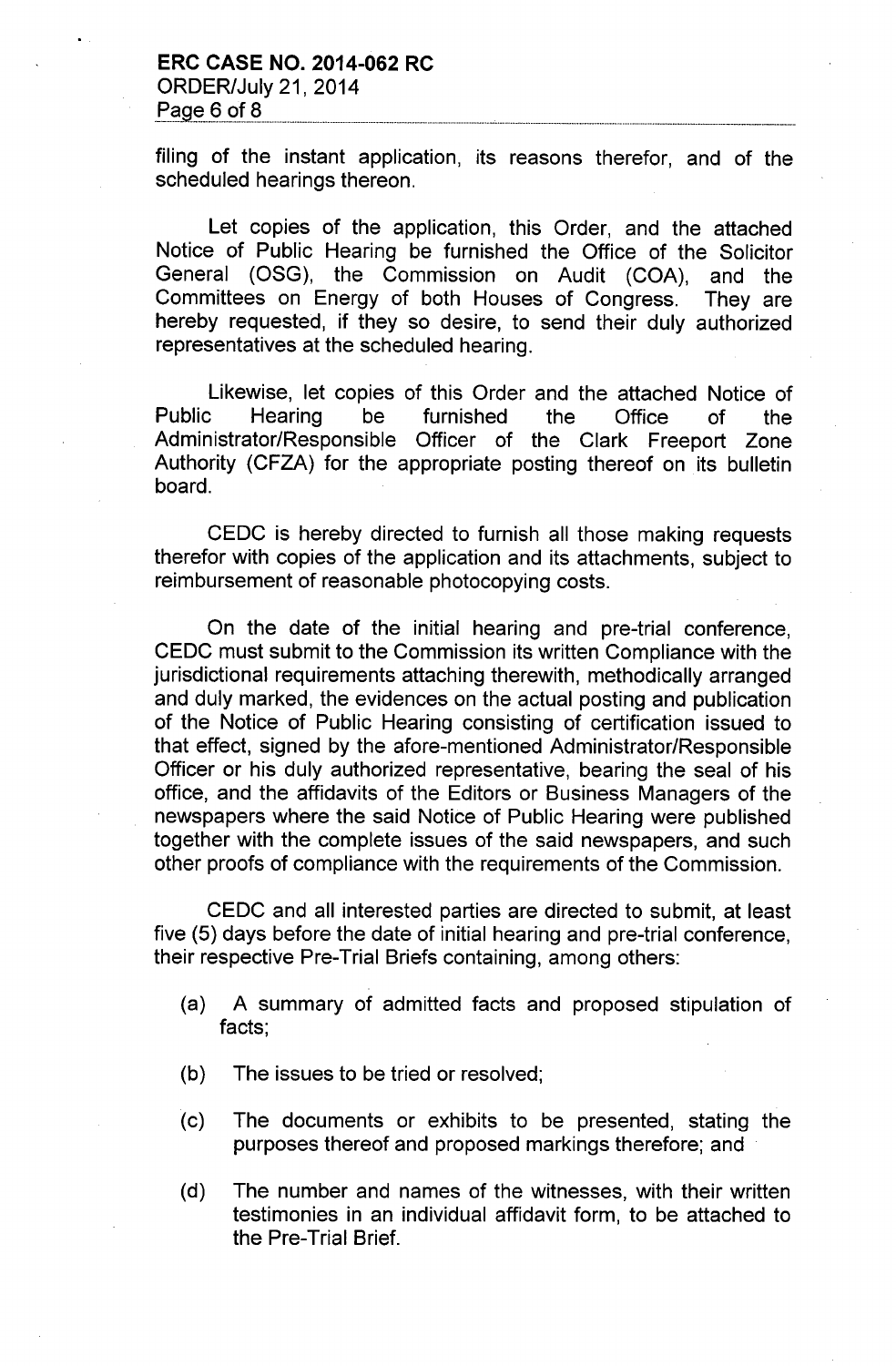filing of the instant application, its reasons therefor, and of the scheduled hearings thereon.

Let copies of the application, this Order, and the attached Notice of Public Hearing be furnished the Office of the Solicitor General (OSG), the Commission on Audit (COA), and the Committees on Energy of both Houses of Congress. They are hereby requested, if they so desire, to send their duly authorized representatives at the scheduled hearing.

Likewise, let copies of this Order and the attached Notice of Public Hearing be furnished the Office of the Administrator/Responsible Officer of the Clark Freeport Zone Authority (CFZA) for the appropriate posting thereof on its bulletin board.

CEDC is hereby directed to furnish all those making requests therefor with copies of the application and its attachments, subject to reimbursement of reasonable photocopying costs.

On the date of the initial hearing and pre-trial conference, CEDC must submit to the Commission its written Compliance with the jurisdictional requirements attaching therewith, methodically arranged and duly marked, the evidences on the actual posting and publication of the Notice of Public Hearing consisting of certification issued to that effect, signed by the afore-mentioned Administrator/Responsible Officer or his duly authorized representative, bearing the seal of his office, and the affidavits of the Editors or Business Managers of the newspapers where the said Notice of Public Hearing were published together with the complete issues of the said newspapers, and such other proofs of compliance with the requirements of the Commission.

CEDC and all interested parties are directed to submit, at least five (5) days before the date of initial hearing and pre-trial conference, their respective Pre-Trial Briefs containing, among others:

(a) A summary of admitted facts and proposed stipulation of facts;

(b) The issues to be tried or resolved;

(c) The documents or exhibits to be presented, stating the purposes thereof and proposed markings therefore; and

(d) The number and names of the witnesses, with their written testimonies in an individual affidavit form, to be attached to the Pre-Trial Brief.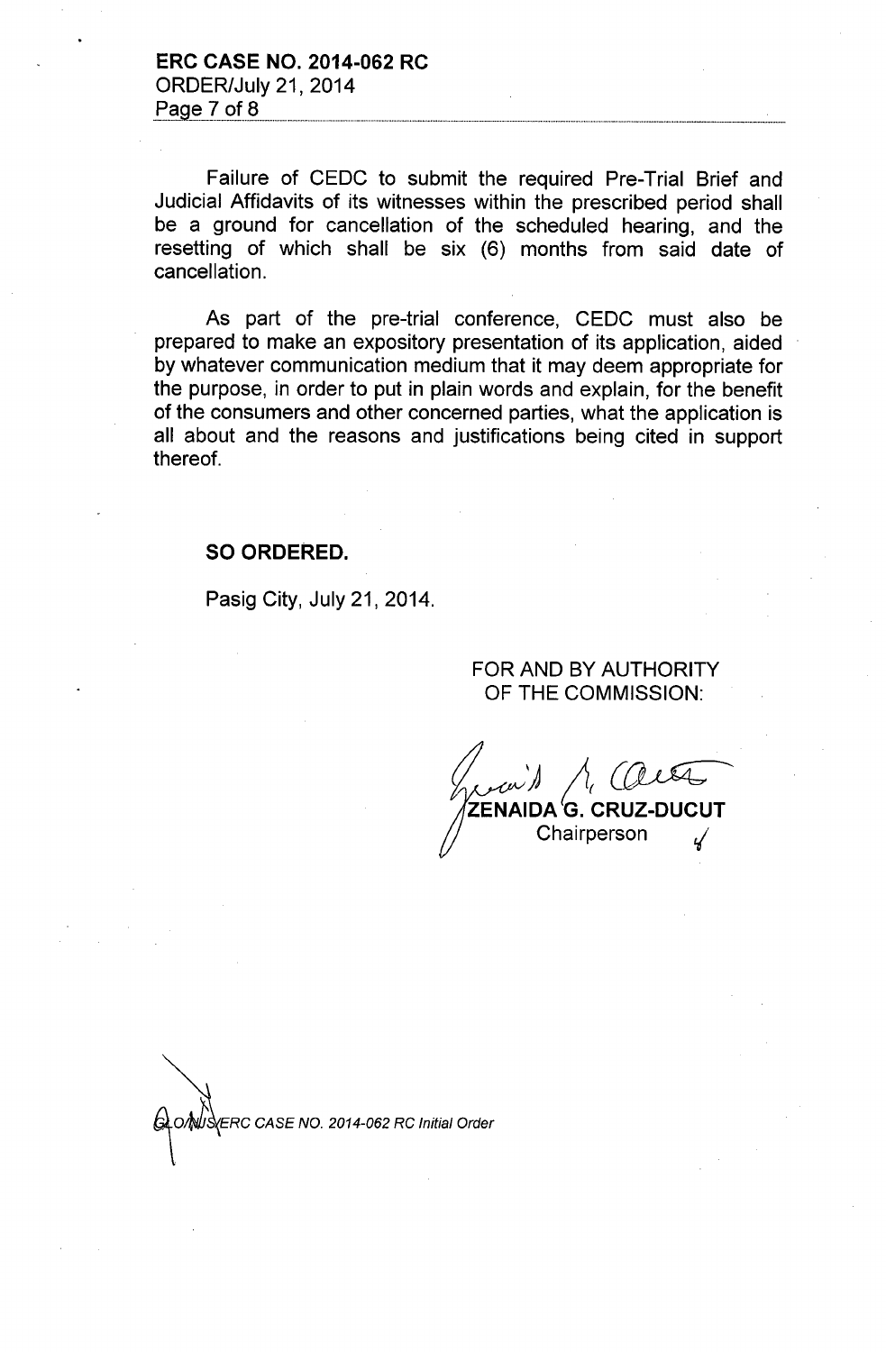Failure of CEDC to submit the required Pre-Trial Brief and Judicial Affidavits of its witnesses within the prescribed period shall be a ground for cancellation of the scheduled hearing, and the resetting of which shall be six (6) months from said date of cancellation.

As part of the pre-trial conference, CEDC must also be prepared to make an expository presentation of its application, aided by whatever communication medium that it may deem appropriate for the purpose, in order to put in plain words and explain, for the benefit of the consumers and other concerned parties, what the application is all about and the reasons and justifications being cited in support thereof.

**SO ORDERED.**

Pasig City, July 21, 2014.

FOR AND BY AUTHORITY
OF THE COMMISSION:

**ZENAIDA G. CRUZ-DUCUT**
Chairperson

*GLO/NJS/ERC CASE NO. 2014-062 RC Initial Order*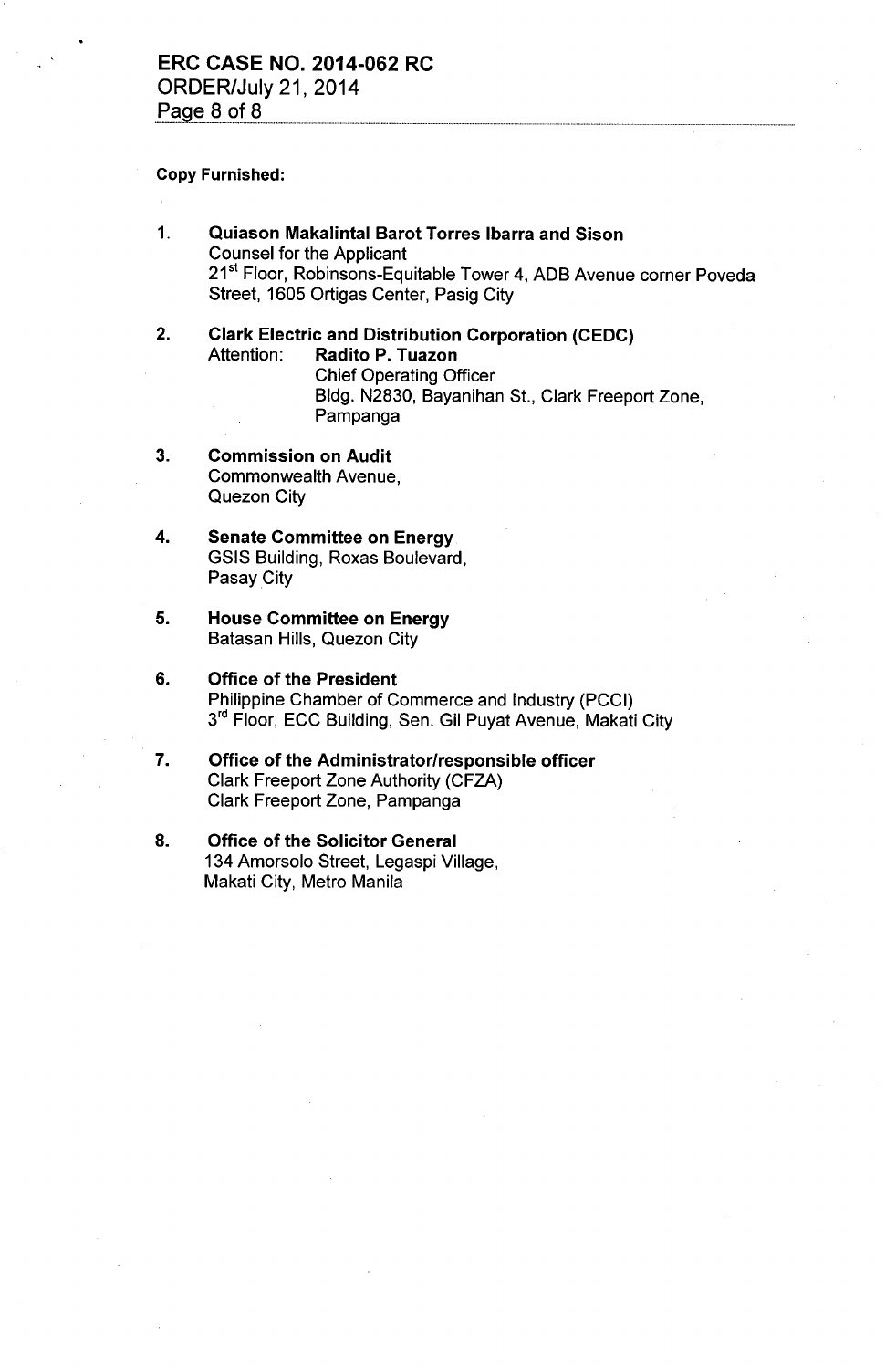**Copy Furnished:**

1. **Quiason Makalintal Barot Torres Ibarra and Sison**
   Counsel for the Applicant
   21st Floor, Robinsons-Equitable Tower 4, ADB Avenue corner Poveda Street, 1605 Ortigas Center, Pasig City

2. **Clark Electric and Distribution Corporation (CEDC)**
   Attention: **Radito P. Tuazon**
   Chief Operating Officer
   Bldg. N2830, Bayanihan St., Clark Freeport Zone, Pampanga

3. **Commission on Audit**
   Commonwealth Avenue,
   Quezon City

4. **Senate Committee on Energy**
   GSIS Building, Roxas Boulevard,
   Pasay City

5. **House Committee on Energy**
   Batasan Hills, Quezon City

6. **Office of the President**
   Philippine Chamber of Commerce and Industry (PCCI)
   3rd Floor, ECC Building, Sen. Gil Puyat Avenue, Makati City

7. **Office of the Administrator/responsible officer**
   Clark Freeport Zone Authority (CFZA)
   Clark Freeport Zone, Pampanga

8. **Office of the Solicitor General**
   134 Amorsolo Street, Legaspi Village,
   Makati City, Metro Manila